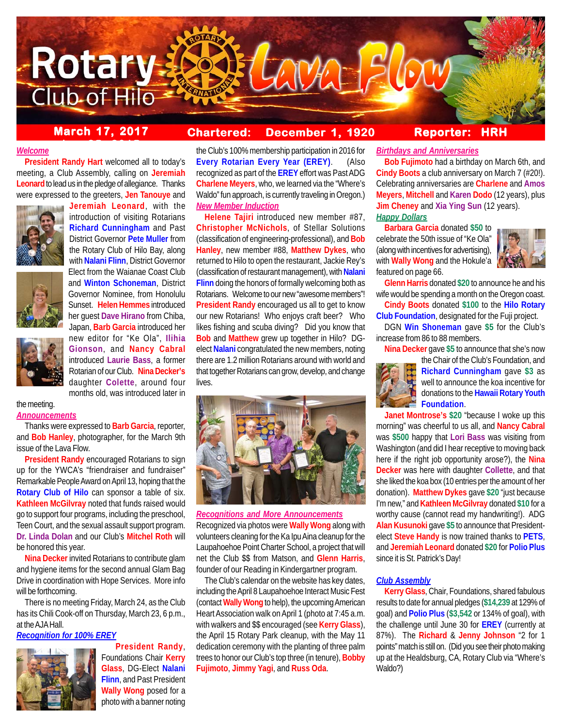# Rotary Club of Hilo — Lava Flow

**March 17, 2017** | **Chartered: December 1, 1920** | **Reporter: HRH**

## Welcome

**President Randy Hart** welcomed all to today's meeting, a Club Assembly, calling on **Jeremiah Leonard** to lead us in the pledge of allegiance. Thanks were expressed to the greeters, **Jen Tanouye** and **Jeremiah Leonard**, with the introduction of visiting Rotarians **Richard Cunningham** and Past District Governor **Pete Muller** from the Rotary Club of Hilo Bay, along with **Nalani Flinn**, District Governor Elect from the Waianae Coast Club and **Winton Schoneman**, District Governor Nominee, from Honolulu Sunset. **Helen Hemmes** introduced her guest **Dave Hirano** from Chiba, Japan, **Barb Garcia** introduced her new editor for "Ke Ola", **Ilihia Gionson**, and **Nancy Cabral** introduced **Laurie Bass**, a former Rotarian of our Club. **Nina Decker's** daughter **Colette**, around four months old, was introduced later in the meeting.

## Announcements

Thanks were expressed to **Barb Garcia**, reporter, and **Bob Hanley**, photographer, for the March 9th issue of the Lava Flow.

**President Randy** encouraged Rotarians to sign up for the YWCA's "friendraiser and fundraiser" Remarkable People Award on April 13, hoping that the **Rotary Club of Hilo** can sponsor a table of six. **Kathleen McGilvray** noted that funds raised would go to support four programs, including the preschool, Teen Court, and the sexual assault support program. **Dr. Linda Dolan** and our Club's **Mitchel Roth** will be honored this year.

**Nina Decker** invited Rotarians to contribute glam and hygiene items for the second annual Glam Bag Drive in coordination with Hope Services. More info will be forthcoming.

There is no meeting Friday, March 24, as the Club has its Chili Cook-off on Thursday, March 23, 6 p.m., at the AJA Hall.

## Recognition for 100% EREY

**President Randy**, Foundations Chair **Kerry Glass**, DG-Elect **Nalani Flinn**, and Past President **Wally Wong** posed for a photo with a banner noting the Club's 100% membership participation in 2016 for **Every Rotarian Every Year (EREY)**. (Also recognized as part of the **EREY** effort was Past ADG **Charlene Meyers**, who, we learned via the "Where's Waldo" fun approach, is currently traveling in Oregon.)

## New Member Induction

**Helene Tajiri** introduced new member #87, **Christopher McNichols**, of Stellar Solutions (classification of engineering-professional), and **Bob Hanley**, new member #88, **Matthew Dykes**, who returned to Hilo to open the restaurant, Jackie Rey's (classification of restaurant management), with **Nalani Flinn** doing the honors of formally welcoming both as Rotarians. Welcome to our new "awesome members"! **President Randy** encouraged us all to get to know our new Rotarians! Who enjoys craft beer? Who likes fishing and scuba diving? Did you know that **Bob** and **Matthew** grew up together in Hilo? DG-elect **Nalani** congratulated the new members, noting there are 1.2 million Rotarians around with world and that together Rotarians can grow, develop, and change lives.

## Recognitions and More Announcements

Recognized via photos were **Wally Wong** along with volunteers cleaning for the Ka Ipu Aina cleanup for the Laupahoehoe Point Charter School, a project that will net the Club $$ from Matson, and **Glenn Harris**, founder of our Reading in Kindergartner program.

The Club's calendar on the website has key dates, including the April 8 Laupahoehoe Interact Music Fest (contact **Wally Wong** to help), the upcoming American Heart Association walk on April 1 (photo at 7:45 a.m. with walkers and $$ encouraged (see **Kerry Glass**), the April 15 Rotary Park cleanup, with the May 11 dedication ceremony with the planting of three palm trees to honor our Club's top three (in tenure), **Bobby Fujimoto**, **Jimmy Yagi**, and **Russ Oda**.

## Birthdays and Anniversaries

**Bob Fujimoto** had a birthday on March 6th, and **Cindy Boots** a club anniversary on March 7 (#20!). Celebrating anniversaries are **Charlene** and **Amos Meyers**, **Mitchell** and **Karen Dodo** (12 years), plus **Jim Cheney** and **Xia Ying Sun** (12 years).

## Happy Dollars

**Barbara Garcia** donated **$50** to celebrate the 50th issue of "Ke Ola" (along with incentives for advertising), with **Wally Wong** and the Hokule'a featured on page 66.

**Glenn Harris** donated **$20** to announce he and his wife would be spending a month on the Oregon coast.

**Cindy Boots** donated **$100** to the **Hilo Rotary Club Foundation**, designated for the Fuji project.

DGN **Win Shoneman** gave **$5** for the Club's increase from 86 to 88 members.

**Nina Decker** gave **$5** to announce that she's now the Chair of the Club's Foundation, and **Richard Cunningham** gave **$3** as well to announce the koa incentive for donations to the **Hawaii Rotary Youth Foundation**.

**Janet Montrose's $20** "because I woke up this morning" was cheerful to us all, and **Nancy Cabral** was **$500** happy that **Lori Bass** was visiting from Washington (and did I hear receptive to moving back here if the right job opportunity arose?), the **Nina Decker** was here with daughter **Collette**, and that she liked the koa box (10 entries per the amount of her donation). **Matthew Dykes** gave **$20** "just because I'm new," and **Kathleen McGilvray** donated **$10** for a worthy cause (cannot read my handwriting!). ADG **Alan Kusunoki** gave **$5** to announce that President-elect **Steve Handy** is now trained thanks to **PETS**, and **Jeremiah Leonard** donated **$20** for **Polio Plus** since it is St. Patrick's Day!

## Club Assembly

**Kerry Glass**, Chair, Foundations, shared fabulous results to date for annual pledges (**$14,239** at 129% of goal) and **Polio Plus** (**$3,542** or 134% of goal), with the challenge until June 30 for **EREY** (currently at 87%). The **Richard** & **Jenny Johnson** "2 for 1 points" match is still on. (Did you see their photo making up at the Healdsburg, CA, Rotary Club via "Where's Waldo?)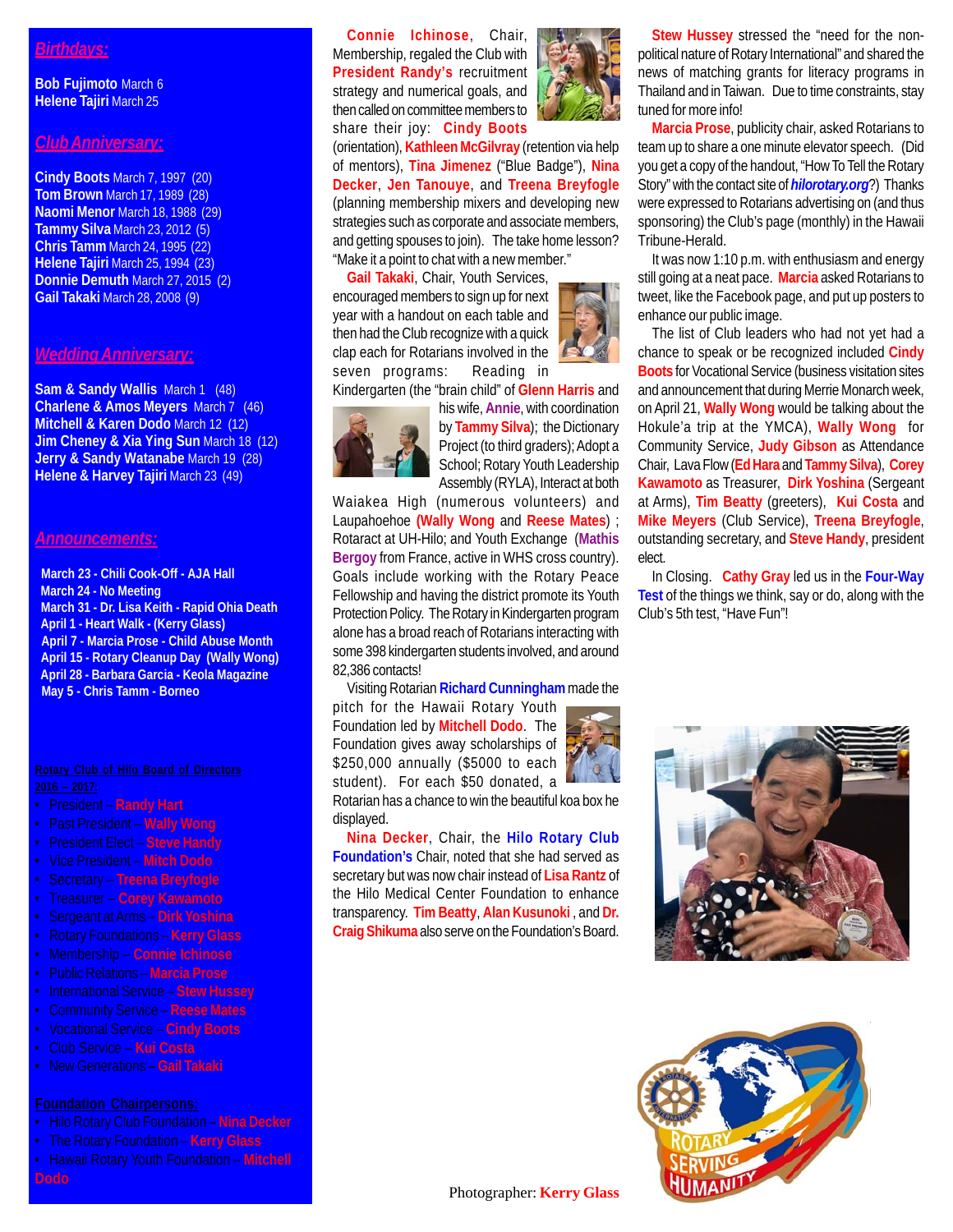## *Birthdays:*

**Bob Fujimoto** March 6
**Helene Tajiri** March 25

## *Club Anniversary:*

**Cindy Boots** March 7, 1997 (20)
**Tom Brown** March 17, 1989 (28)
**Naomi Menor** March 18, 1988 (29)
**Tammy Silva** March 23, 2012 (5)
**Chris Tamm** March 24, 1995 (22)
**Helene Tajiri** March 25, 1994 (23)
**Donnie Demuth** March 27, 2015 (2)
**Gail Takaki** March 28, 2008 (9)

## *Wedding Anniversary:*

**Sam & Sandy Wallis** March 1 (48)
**Charlene & Amos Meyers** March 7 (46)
**Mitchell & Karen Dodo** March 12 (12)
**Jim Cheney & Xia Ying Sun** March 18 (12)
**Jerry & Sandy Watanabe** March 19 (28)
**Helene & Harvey Tajiri** March 23 (49)

## *Announcements:*

**March 23 - Chili Cook-Off - AJA Hall**
**March 24 - No Meeting**
**March 31 - Dr. Lisa Keith - Rapid Ohia Death**
**April 1 - Heart Walk - (Kerry Glass)**
**April 7 - Marcia Prose - Child Abuse Month**
**April 15 - Rotary Cleanup Day (Wally Wong)**
**April 28 - Barbara Garcia - Keola Magazine**
**May 5 - Chris Tamm - Borneo**

**Rotary Club of Hilo Board of Directors 2016 – 2017:**

- President – **Randy Hart**
- Past President – **Wally Wong**
- President Elect – **Steve Handy**
- Vice President – **Mitch Dodo**
- Secretary – **Treena Breyfogle**
- Treasurer – **Corey Kawamoto**
- Sergeant at Arms – **Dirk Yoshina**
- Rotary Foundations – **Kerry Glass**
- Membership – **Connie Ichinose**
- Public Relations – **Marcia Prose**
- International Service – **Stew Hussey**
- Community Service – **Reese Mates**
- Vocational Service – **Cindy Boots**
- Club Service – **Kui Costa**
- New Generations – **Gail Takaki**

**Foundation Chairpersons:**

- Hilo Rotary Club Foundation – **Nina Decker**
- The Rotary Foundation – **Kerry Glass**
- Hawaii Rotary Youth Foundation – **Mitchell Dodo**

**Connie Ichinose**, Chair, Membership, regaled the Club with **President Randy's** recruitment strategy and numerical goals, and then called on committee members to share their joy: **Cindy Boots** (orientation), **Kathleen McGilvray** (retention via help of mentors), **Tina Jimenez** ("Blue Badge"), **Nina Decker**, **Jen Tanouye**, and **Treena Breyfogle** (planning membership mixers and developing new strategies such as corporate and associate members, and getting spouses to join). The take home lesson? "Make it a point to chat with a new member."

**Gail Takaki**, Chair, Youth Services, encouraged members to sign up for next year with a handout on each table and then had the Club recognize with a quick clap each for Rotarians involved in the seven programs: Reading in Kindergarten (the "brain child" of **Glenn Harris** and his wife, **Annie**, with coordination by **Tammy Silva**); the Dictionary Project (to third graders); Adopt a School; Rotary Youth Leadership Assembly (RYLA), Interact at both Waiakea High (numerous volunteers) and Laupahoehoe (**Wally Wong** and **Reese Mates**) ; Rotaract at UH-Hilo; and Youth Exchange (**Mathis Bergoy** from France, active in WHS cross country). Goals include working with the Rotary Peace Fellowship and having the district promote its Youth Protection Policy. The Rotary in Kindergarten program alone has a broad reach of Rotarians interacting with some 398 kindergarten students involved, and around 82,386 contacts!

Visiting Rotarian **Richard Cunningham** made the pitch for the Hawaii Rotary Youth Foundation led by **Mitchell Dodo**. The Foundation gives away scholarships of $250,000 annually ($5000 to each student). For each $50 donated, a Rotarian has a chance to win the beautiful koa box he displayed.

**Nina Decker**, Chair, the **Hilo Rotary Club Foundation's** Chair, noted that she had served as secretary but was now chair instead of **Lisa Rantz** of the Hilo Medical Center Foundation to enhance transparency. **Tim Beatty**, **Alan Kusunoki** , and **Dr. Craig Shikuma** also serve on the Foundation's Board.

**Stew Hussey** stressed the "need for the non-political nature of Rotary International" and shared the news of matching grants for literacy programs in Thailand and in Taiwan. Due to time constraints, stay tuned for more info!

**Marcia Prose**, publicity chair, asked Rotarians to team up to share a one minute elevator speech. (Did you get a copy of the handout, "How To Tell the Rotary Story" with the contact site of ***hilorotary.org***?) Thanks were expressed to Rotarians advertising on (and thus sponsoring) the Club's page (monthly) in the Hawaii Tribune-Herald.

It was now 1:10 p.m. with enthusiasm and energy still going at a neat pace. **Marcia** asked Rotarians to tweet, like the Facebook page, and put up posters to enhance our public image.

The list of Club leaders who had not yet had a chance to speak or be recognized included **Cindy Boots** for Vocational Service (business visitation sites and announcement that during Merrie Monarch week, on April 21, **Wally Wong** would be talking about the Hokule'a trip at the YMCA), **Wally Wong** for Community Service, **Judy Gibson** as Attendance Chair, Lava Flow (**Ed Hara** and **Tammy Silva**), **Corey Kawamoto** as Treasurer, **Dirk Yoshina** (Sergeant at Arms), **Tim Beatty** (greeters), **Kui Costa** and **Mike Meyers** (Club Service), **Treena Breyfogle**, outstanding secretary, and **Steve Handy**, president elect.

In Closing. **Cathy Gray** led us in the **Four-Way Test** of the things we think, say or do, along with the Club's 5th test, "Have Fun"!

Photographer: **Kerry Glass**